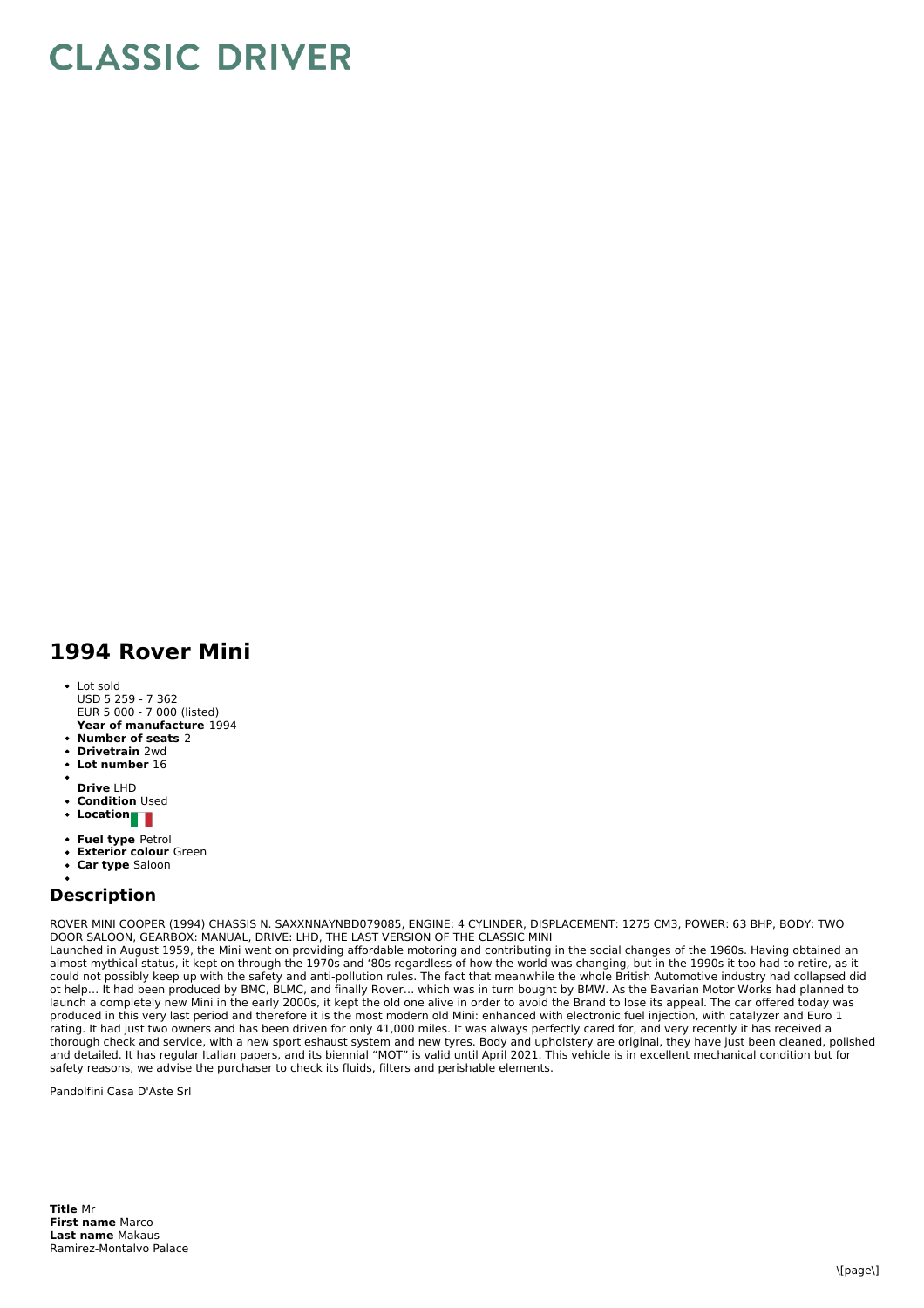# CLASSIC DRIVER

## 1994 Rover Mini

- Lot sold
  USD 5 259 - 7 362
  EUR 5 000 - 7 000 (listed)
  **Year of manufacture** 1994
- **Number of seats** 2
- **Drivetrain** 2wd
- **Lot number** 16
- 
  **Drive** LHD
- **Condition** Used
- **Location**
- **Fuel type** Petrol
- **Exterior colour** Green
- **Car type** Saloon
- 

## Description

ROVER MINI COOPER (1994) CHASSIS N. SAXXNNAYNBD079085, ENGINE: 4 CYLINDER, DISPLACEMENT: 1275 CM3, POWER: 63 BHP, BODY: TWO DOOR SALOON, GEARBOX: MANUAL, DRIVE: LHD, THE LAST VERSION OF THE CLASSIC MINI
Launched in August 1959, the Mini went on providing affordable motoring and contributing in the social changes of the 1960s. Having obtained an almost mythical status, it kept on through the 1970s and '80s regardless of how the world was changing, but in the 1990s it too had to retire, as it could not possibly keep up with the safety and anti-pollution rules. The fact that meanwhile the whole British Automotive industry had collapsed did ot help… It had been produced by BMC, BLMC, and finally Rover… which was in turn bought by BMW. As the Bavarian Motor Works had planned to launch a completely new Mini in the early 2000s, it kept the old one alive in order to avoid the Brand to lose its appeal. The car offered today was produced in this very last period and therefore it is the most modern old Mini: enhanced with electronic fuel injection, with catalyzer and Euro 1 rating. It had just two owners and has been driven for only 41,000 miles. It was always perfectly cared for, and very recently it has received a thorough check and service, with a new sport eshaust system and new tyres. Body and upholstery are original, they have just been cleaned, polished and detailed. It has regular Italian papers, and its biennial "MOT" is valid until April 2021. This vehicle is in excellent mechanical condition but for safety reasons, we advise the purchaser to check its fluids, filters and perishable elements.

Pandolfini Casa D'Aste Srl

**Title** Mr
**First name** Marco
**Last name** Makaus
Ramirez-Montalvo Palace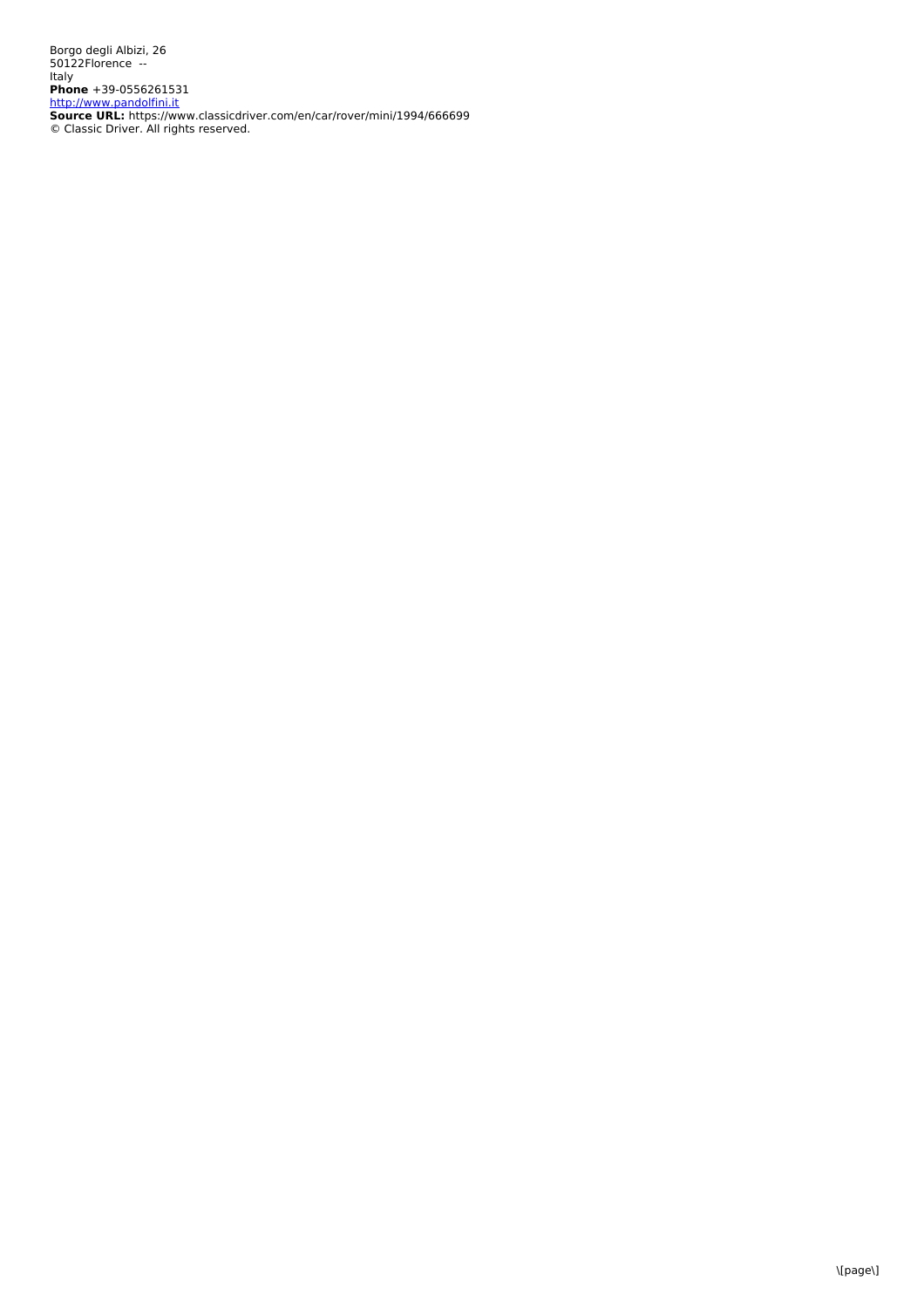Borgo degli Albizi, 26
50122Florence --
Italy
**Phone** +39-0556261531
[http://www.pandolfini.it](http://www.pandolfini.it)
**Source URL:** https://www.classicdriver.com/en/car/rover/mini/1994/666699
© Classic Driver. All rights reserved.